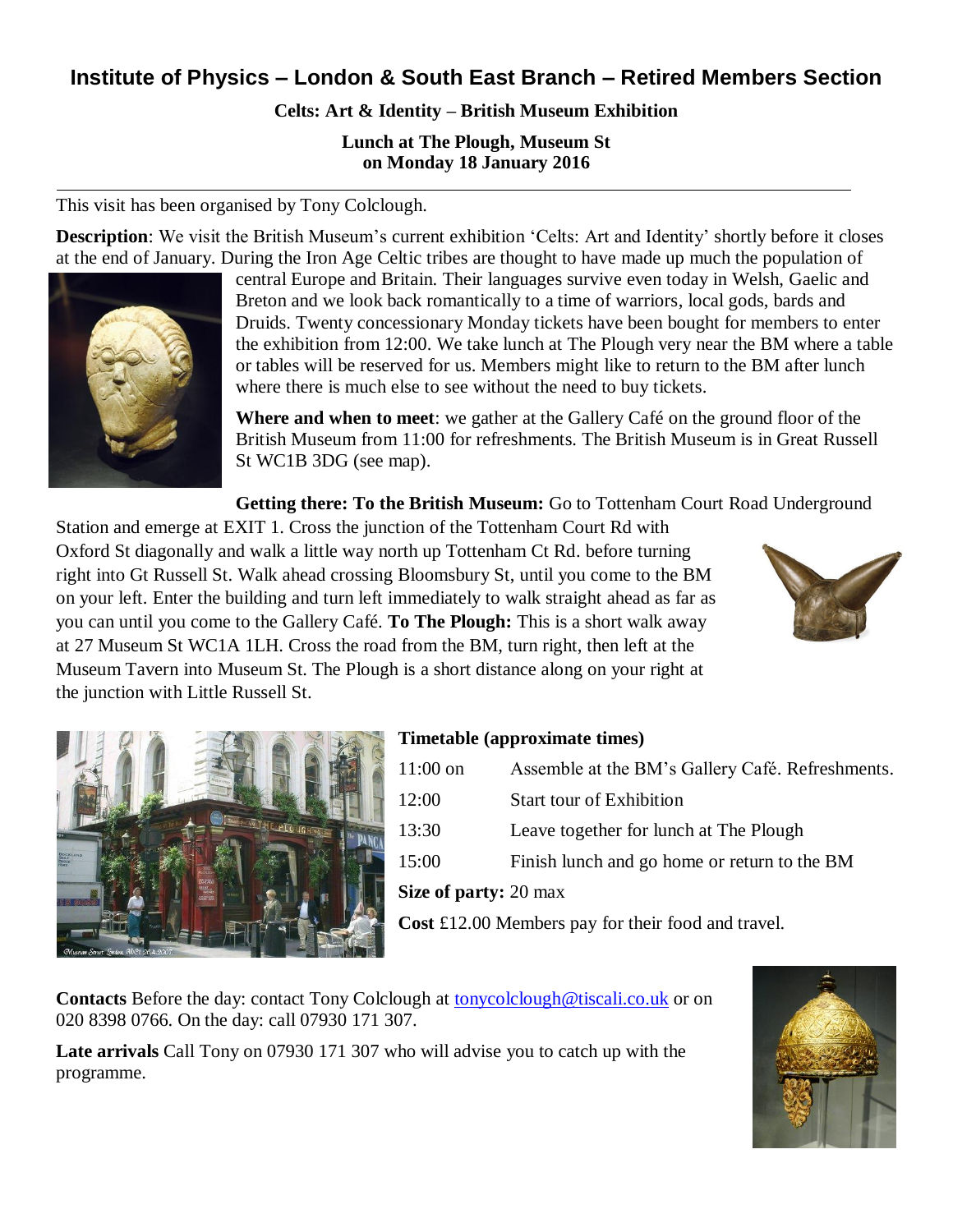# Institute of Physics – London & South East Branch – Retired Members Section

**Celts: Art & Identity – British Museum Exhibition**

**Lunch at The Plough, Museum St**
**on Monday 18 January 2016**

---

This visit has been organised by Tony Colclough.

**Description**: We visit the British Museum's current exhibition 'Celts: Art and Identity' shortly before it closes at the end of January. During the Iron Age Celtic tribes are thought to have made up much the population of central Europe and Britain. Their languages survive even today in Welsh, Gaelic and Breton and we look back romantically to a time of warriors, local gods, bards and Druids. Twenty concessionary Monday tickets have been bought for members to enter the exhibition from 12:00. We take lunch at The Plough very near the BM where a table or tables will be reserved for us. Members might like to return to the BM after lunch where there is much else to see without the need to buy tickets.

**Where and when to meet**: we gather at the Gallery Café on the ground floor of the British Museum from 11:00 for refreshments. The British Museum is in Great Russell St WC1B 3DG (see map).

**Getting there: To the British Museum:** Go to Tottenham Court Road Underground Station and emerge at EXIT 1. Cross the junction of the Tottenham Court Rd with Oxford St diagonally and walk a little way north up Tottenham Ct Rd. before turning right into Gt Russell St. Walk ahead crossing Bloomsbury St, until you come to the BM on your left. Enter the building and turn left immediately to walk straight ahead as far as you can until you come to the Gallery Café. **To The Plough:** This is a short walk away at 27 Museum St WC1A 1LH. Cross the road from the BM, turn right, then left at the Museum Tavern into Museum St. The Plough is a short distance along on your right at the junction with Little Russell St.

**Timetable (approximate times)**

| | |
|---|---|
| 11:00 on | Assemble at the BM's Gallery Café. Refreshments. |
| 12:00 | Start tour of Exhibition |
| 13:30 | Leave together for lunch at The Plough |
| 15:00 | Finish lunch and go home or return to the BM |

**Size of party:** 20 max

**Cost** £12.00 Members pay for their food and travel.

**Contacts** Before the day: contact Tony Colclough at tonycolclough@tiscali.co.uk or on 020 8398 0766. On the day: call 07930 171 307.

**Late arrivals** Call Tony on 07930 171 307 who will advise you to catch up with the programme.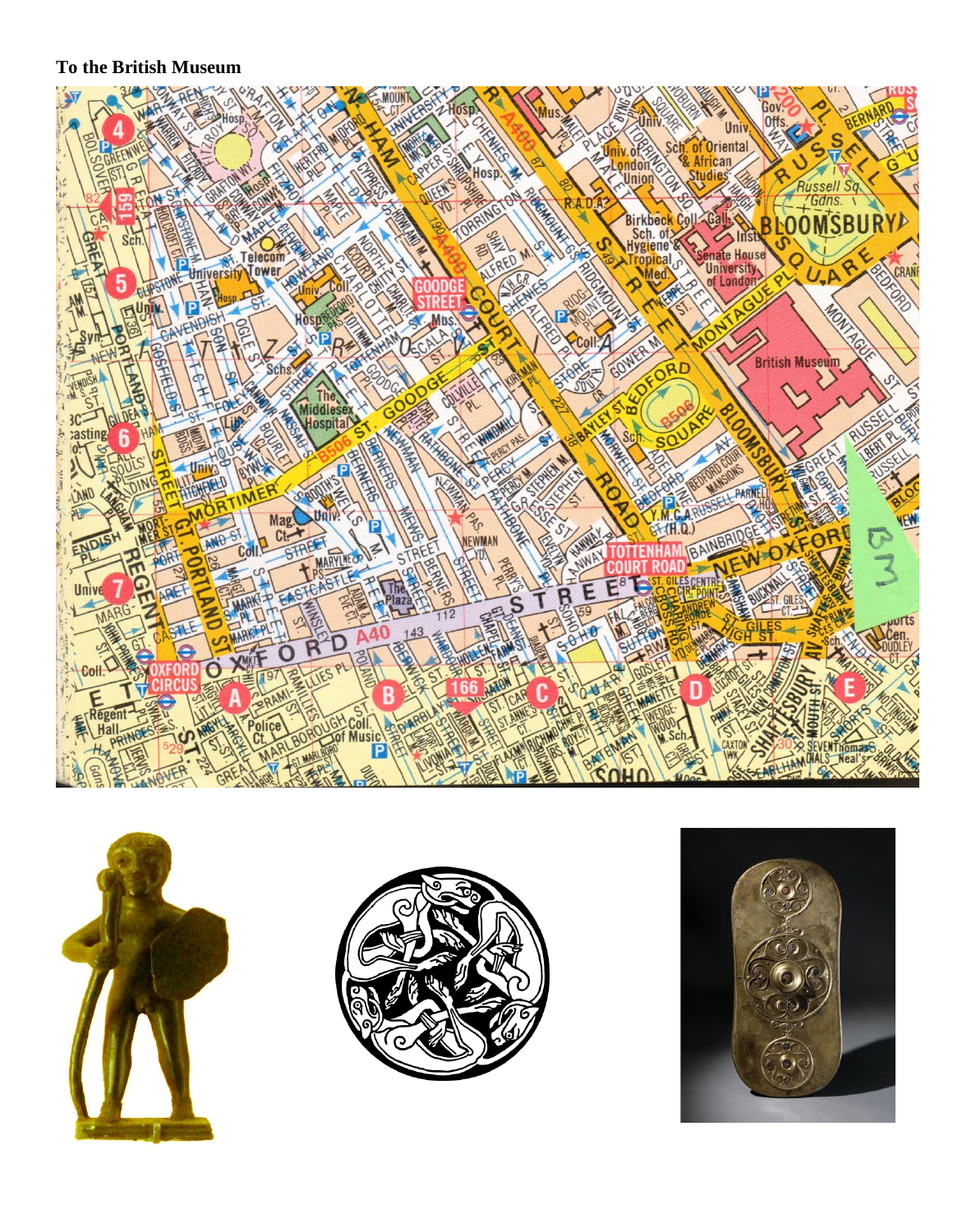**To the British Museum**